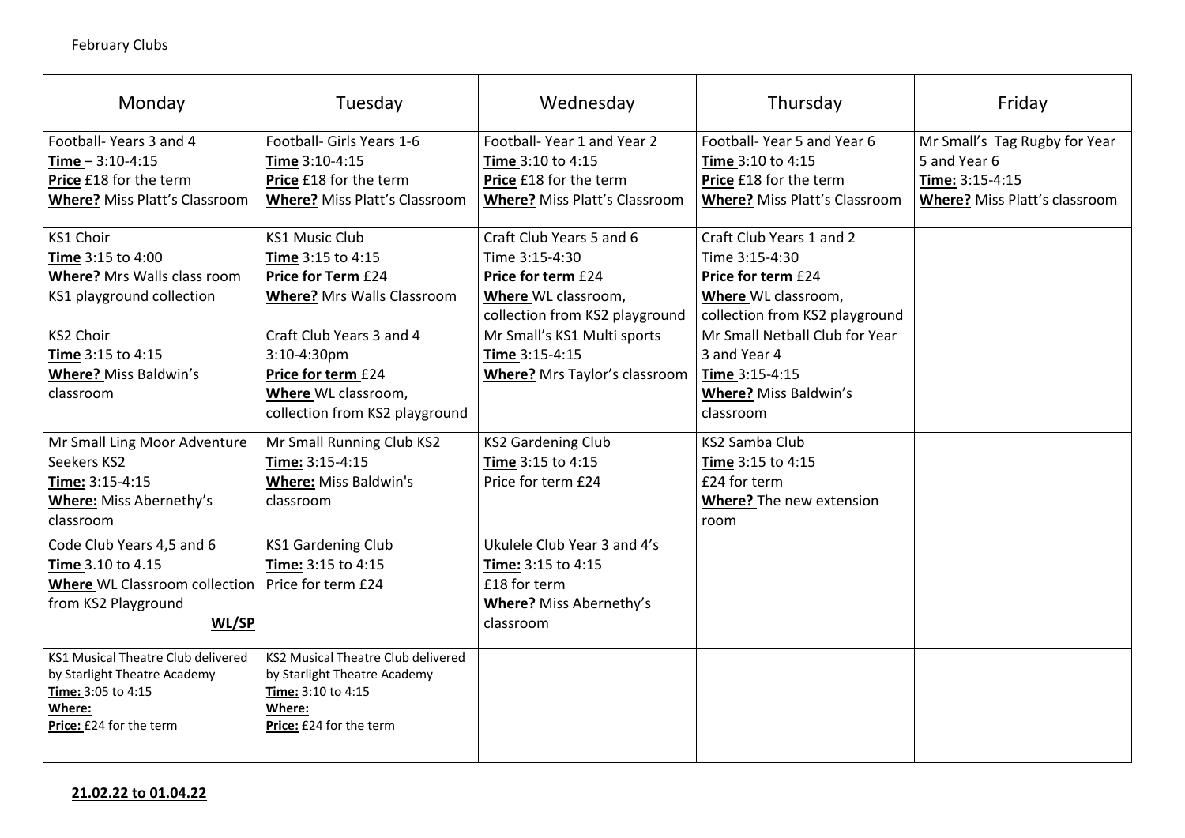February Clubs

| Monday | Tuesday | Wednesday | Thursday | Friday |
|---|---|---|---|---|
| Football- Years 3 and 4<br>**Time** – 3:10-4:15<br>**Price** £18 for the term<br>**Where?** Miss Platt's Classroom | Football- Girls Years 1-6<br>**Time** 3:10-4:15<br>**Price** £18 for the term<br>**Where?** Miss Platt's Classroom | Football- Year 1 and Year 2<br>**Time** 3:10 to 4:15<br>**Price** £18 for the term<br>**Where?** Miss Platt's Classroom | Football- Year 5 and Year 6<br>**Time** 3:10 to 4:15<br>**Price** £18 for the term<br>**Where?** Miss Platt's Classroom | Mr Small's Tag Rugby for Year 5 and Year 6<br>**Time:** 3:15-4:15<br>**Where?** Miss Platt's classroom |
| KS1 Choir<br>**Time** 3:15 to 4:00<br>**Where?** Mrs Walls class room<br>KS1 playground collection | KS1 Music Club<br>**Time** 3:15 to 4:15<br>**Price for Term** £24<br>**Where?** Mrs Walls Classroom | Craft Club Years 5 and 6<br>Time 3:15-4:30<br>**Price for term** £24<br>**Where** WL classroom, collection from KS2 playground | Craft Club Years 1 and 2<br>Time 3:15-4:30<br>**Price for term** £24<br>**Where** WL classroom, collection from KS2 playground | |
| KS2 Choir<br>**Time** 3:15 to 4:15<br>**Where?** Miss Baldwin's classroom | Craft Club Years 3 and 4<br>3:10-4:30pm<br>**Price for term** £24<br>**Where** WL classroom, collection from KS2 playground | Mr Small's KS1 Multi sports<br>**Time** 3:15-4:15<br>**Where?** Mrs Taylor's classroom | Mr Small Netball Club for Year 3 and Year 4<br>**Time** 3:15-4:15<br>**Where?** Miss Baldwin's classroom | |
| Mr Small Ling Moor Adventure Seekers KS2<br>**Time:** 3:15-4:15<br>**Where:** Miss Abernethy's classroom | Mr Small Running Club KS2<br>**Time:** 3:15-4:15<br>**Where:** Miss Baldwin's classroom | KS2 Gardening Club<br>**Time** 3:15 to 4:15<br>Price for term £24 | KS2 Samba Club<br>**Time** 3:15 to 4:15<br>£24 for term<br>**Where?** The new extension room | |
| Code Club Years 4,5 and 6<br>**Time** 3.10 to 4.15<br>**Where** WL Classroom collection from KS2 Playground<br>**WL/SP** | KS1 Gardening Club<br>**Time:** 3:15 to 4:15<br>Price for term £24 | Ukulele Club Year 3 and 4's<br>**Time:** 3:15 to 4:15<br>£18 for term<br>**Where?** Miss Abernethy's classroom | | |
| KS1 Musical Theatre Club delivered by Starlight Theatre Academy<br>**Time:** 3:05 to 4:15<br>**Where:**<br>**Price:** £24 for the term | KS2 Musical Theatre Club delivered by Starlight Theatre Academy<br>**Time:** 3:10 to 4:15<br>**Where:**<br>**Price:** £24 for the term | | | |

**21.02.22 to 01.04.22**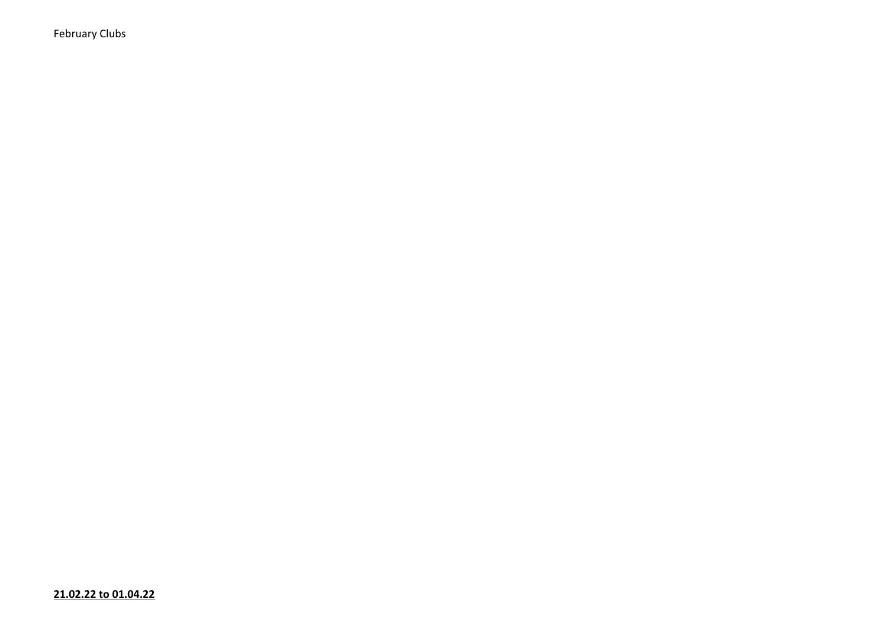February Clubs

**21.02.22 to 01.04.22**